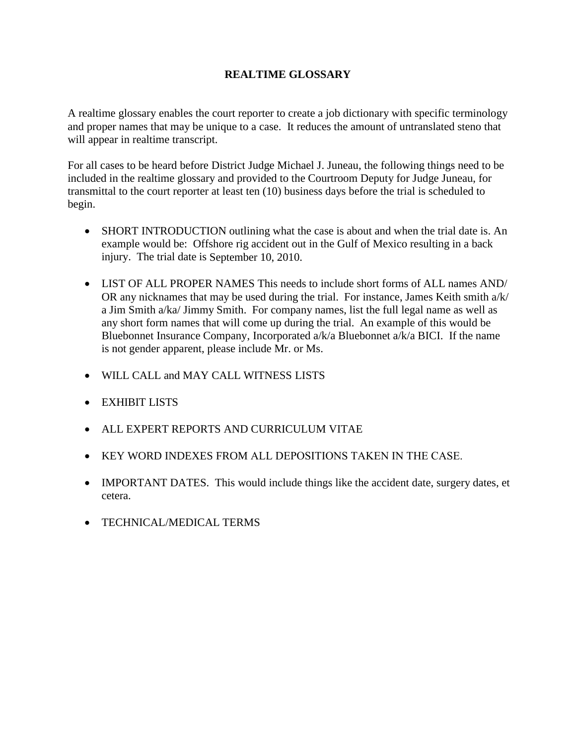# REALTIME GLOSSARY

A realtime glossary enables the court reporter to create a job dictionary with specific terminology and proper names that may be unique to a case. It reduces the amount of untranslated steno that will appear in realtime transcript.

For all cases to be heard before District Judge Michael J. Juneau, the following things need to be included in the realtime glossary and provided to the Courtroom Deputy for Judge Juneau, for transmittal to the court reporter at least ten (10) business days before the trial is scheduled to begin.

- SHORT INTRODUCTION outlining what the case is about and when the trial date is. An example would be: Offshore rig accident out in the Gulf of Mexico resulting in a back injury. The trial date is September 10, 2010.

- LIST OF ALL PROPER NAMES This needs to include short forms of ALL names AND/OR any nicknames that may be used during the trial. For instance, James Keith smith a/k/a Jim Smith a/ka/ Jimmy Smith. For company names, list the full legal name as well as any short form names that will come up during the trial. An example of this would be Bluebonnet Insurance Company, Incorporated a/k/a Bluebonnet a/k/a BICI. If the name is not gender apparent, please include Mr. or Ms.

- WILL CALL and MAY CALL WITNESS LISTS

- EXHIBIT LISTS

- ALL EXPERT REPORTS AND CURRICULUM VITAE

- KEY WORD INDEXES FROM ALL DEPOSITIONS TAKEN IN THE CASE.

- IMPORTANT DATES. This would include things like the accident date, surgery dates, et cetera.

- TECHNICAL/MEDICAL TERMS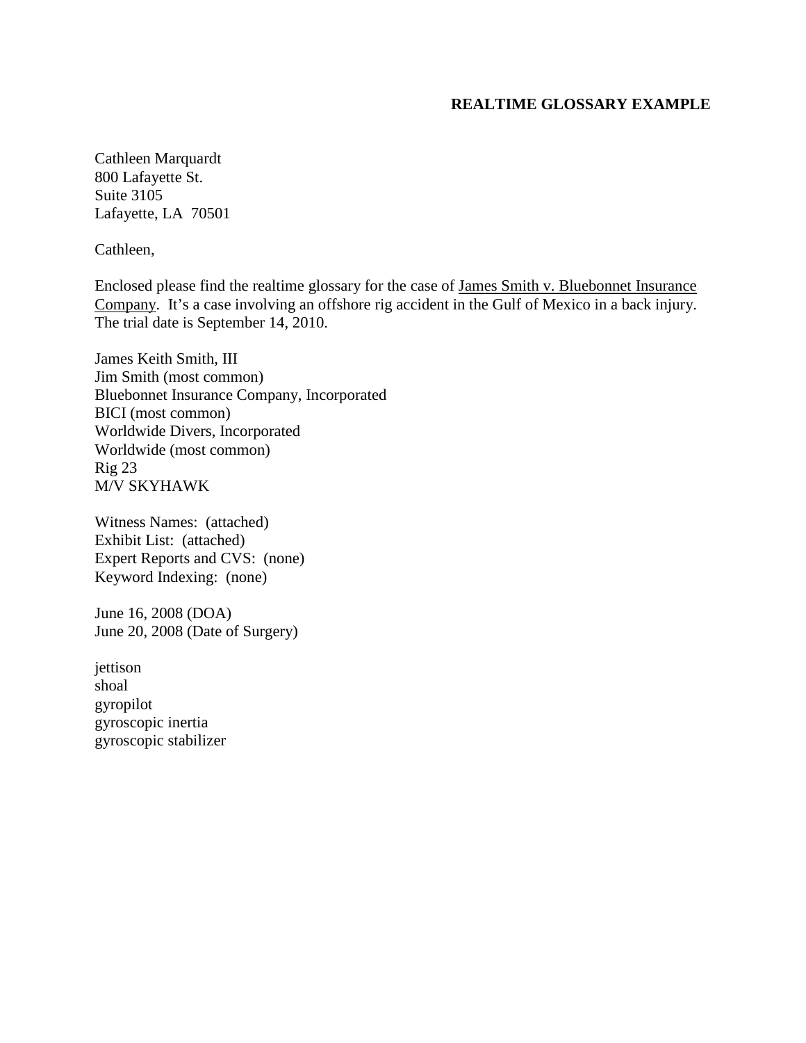**REALTIME GLOSSARY EXAMPLE**

Cathleen Marquardt
800 Lafayette St.
Suite 3105
Lafayette, LA 70501

Cathleen,

Enclosed please find the realtime glossary for the case of James Smith v. Bluebonnet Insurance Company. It's a case involving an offshore rig accident in the Gulf of Mexico in a back injury. The trial date is September 14, 2010.

James Keith Smith, III
Jim Smith (most common)
Bluebonnet Insurance Company, Incorporated
BICI (most common)
Worldwide Divers, Incorporated
Worldwide (most common)
Rig 23
M/V SKYHAWK

Witness Names: (attached)
Exhibit List: (attached)
Expert Reports and CVS: (none)
Keyword Indexing: (none)

June 16, 2008 (DOA)
June 20, 2008 (Date of Surgery)

jettison
shoal
gyropilot
gyroscopic inertia
gyroscopic stabilizer